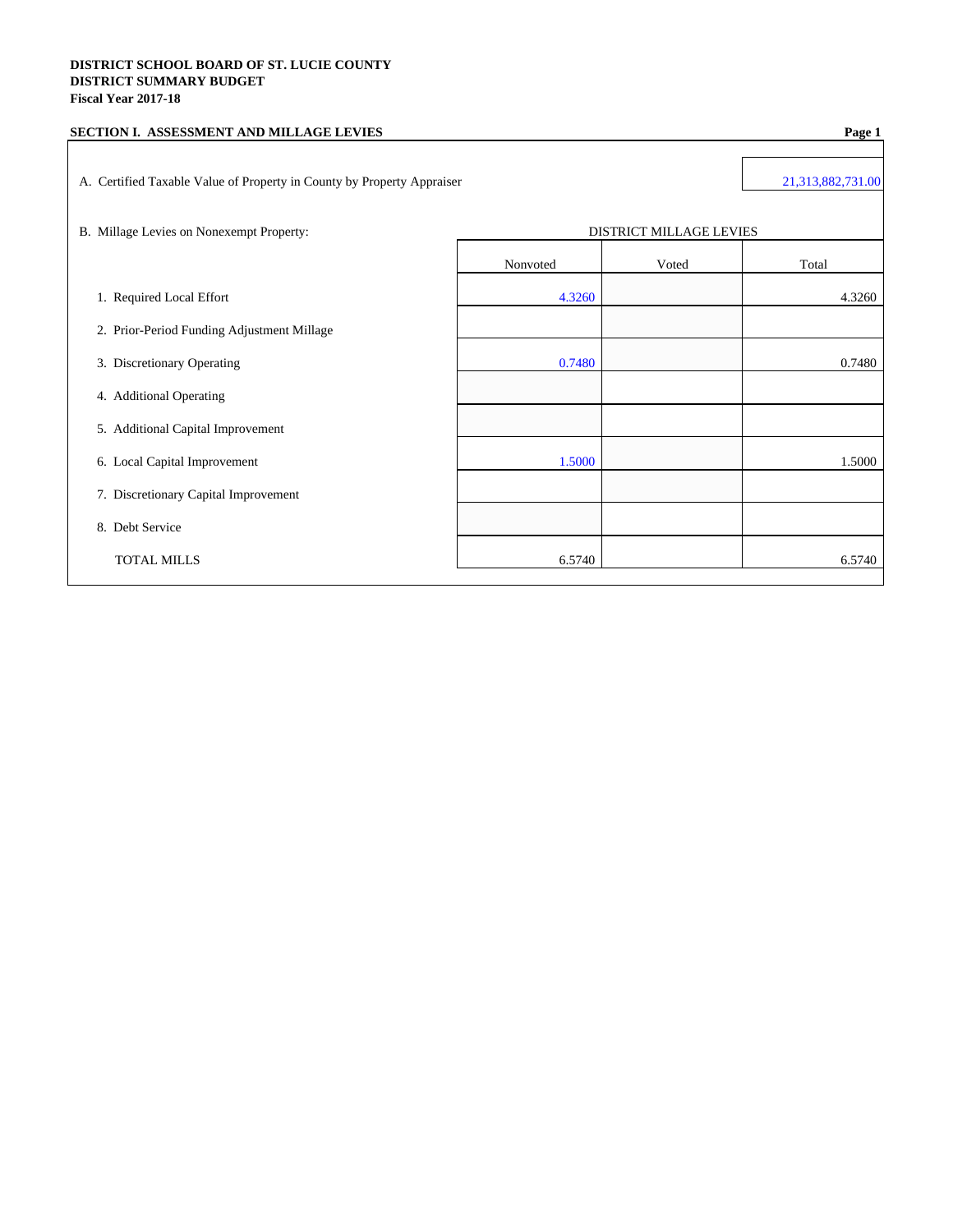**DISTRICT SCHOOL BOARD OF ST. LUCIE COUNTY**
**DISTRICT SUMMARY BUDGET**
**Fiscal Year 2017-18**

## SECTION I. ASSESSMENT AND MILLAGE LEVIES

A. Certified Taxable Value of Property in County by Property Appraiser: 21,313,882,731.00

B. Millage Levies on Nonexempt Property:

| | DISTRICT MILLAGE LEVIES | | |
|---|---|---|---|
| | Nonvoted | Voted | Total |
| 1. Required Local Effort | 4.3260 | | 4.3260 |
| 2. Prior-Period Funding Adjustment Millage | | | |
| 3. Discretionary Operating | 0.7480 | | 0.7480 |
| 4. Additional Operating | | | |
| 5. Additional Capital Improvement | | | |
| 6. Local Capital Improvement | 1.5000 | | 1.5000 |
| 7. Discretionary Capital Improvement | | | |
| 8. Debt Service | | | |
| TOTAL MILLS | 6.5740 | | 6.5740 |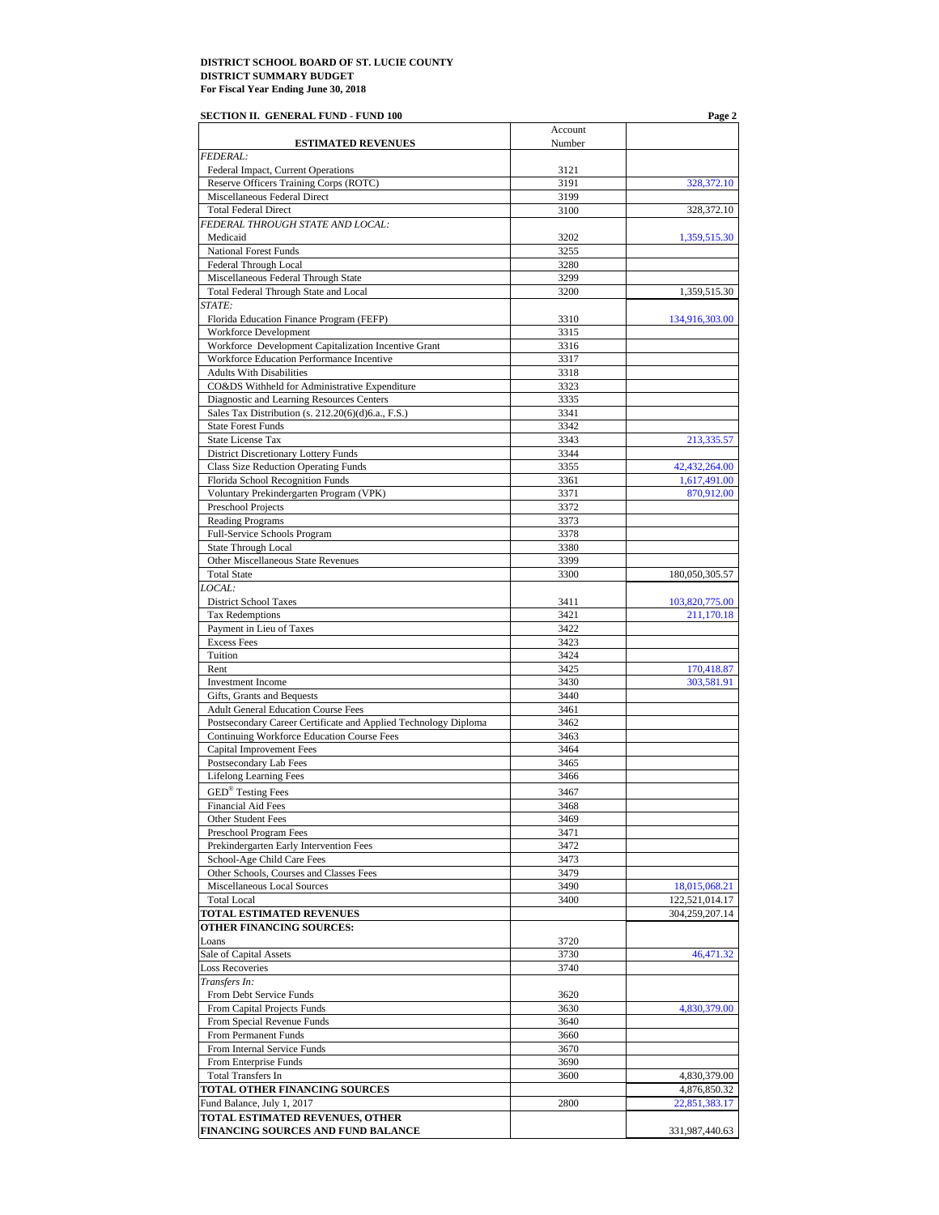**DISTRICT SCHOOL BOARD OF ST. LUCIE COUNTY**
**DISTRICT SUMMARY BUDGET**
**For Fiscal Year Ending June 30, 2018**

**SECTION II. GENERAL FUND - FUND 100**

| ESTIMATED REVENUES | Account Number | |
|---|---|---|
| *FEDERAL:* | | |
| Federal Impact, Current Operations | 3121 | |
| Reserve Officers Training Corps (ROTC) | 3191 | 328,372.10 |
| Miscellaneous Federal Direct | 3199 | |
| Total Federal Direct | 3100 | 328,372.10 |
| *FEDERAL THROUGH STATE AND LOCAL:* | | |
| Medicaid | 3202 | 1,359,515.30 |
| National Forest Funds | 3255 | |
| Federal Through Local | 3280 | |
| Miscellaneous Federal Through State | 3299 | |
| Total Federal Through State and Local | 3200 | 1,359,515.30 |
| *STATE:* | | |
| Florida Education Finance Program (FEFP) | 3310 | 134,916,303.00 |
| Workforce Development | 3315 | |
| Workforce Development Capitalization Incentive Grant | 3316 | |
| Workforce Education Performance Incentive | 3317 | |
| Adults With Disabilities | 3318 | |
| CO&DS Withheld for Administrative Expenditure | 3323 | |
| Diagnostic and Learning Resources Centers | 3335 | |
| Sales Tax Distribution (s. 212.20(6)(d)6.a., F.S.) | 3341 | |
| State Forest Funds | 3342 | |
| State License Tax | 3343 | 213,335.57 |
| District Discretionary Lottery Funds | 3344 | |
| Class Size Reduction Operating Funds | 3355 | 42,432,264.00 |
| Florida School Recognition Funds | 3361 | 1,617,491.00 |
| Voluntary Prekindergarten Program (VPK) | 3371 | 870,912.00 |
| Preschool Projects | 3372 | |
| Reading Programs | 3373 | |
| Full-Service Schools Program | 3378 | |
| State Through Local | 3380 | |
| Other Miscellaneous State Revenues | 3399 | |
| Total State | 3300 | 180,050,305.57 |
| *LOCAL:* | | |
| District School Taxes | 3411 | 103,820,775.00 |
| Tax Redemptions | 3421 | 211,170.18 |
| Payment in Lieu of Taxes | 3422 | |
| Excess Fees | 3423 | |
| Tuition | 3424 | |
| Rent | 3425 | 170,418.87 |
| Investment Income | 3430 | 303,581.91 |
| Gifts, Grants and Bequests | 3440 | |
| Adult General Education Course Fees | 3461 | |
| Postsecondary Career Certificate and Applied Technology Diploma | 3462 | |
| Continuing Workforce Education Course Fees | 3463 | |
| Capital Improvement Fees | 3464 | |
| Postsecondary Lab Fees | 3465 | |
| Lifelong Learning Fees | 3466 | |
| GED® Testing Fees | 3467 | |
| Financial Aid Fees | 3468 | |
| Other Student Fees | 3469 | |
| Preschool Program Fees | 3471 | |
| Prekindergarten Early Intervention Fees | 3472 | |
| School-Age Child Care Fees | 3473 | |
| Other Schools, Courses and Classes Fees | 3479 | |
| Miscellaneous Local Sources | 3490 | 18,015,068.21 |
| Total Local | 3400 | 122,521,014.17 |
| **TOTAL ESTIMATED REVENUES** | | 304,259,207.14 |
| **OTHER FINANCING SOURCES:** | | |
| Loans | 3720 | |
| Sale of Capital Assets | 3730 | 46,471.32 |
| Loss Recoveries | 3740 | |
| *Transfers In:* | | |
| From Debt Service Funds | 3620 | |
| From Capital Projects Funds | 3630 | 4,830,379.00 |
| From Special Revenue Funds | 3640 | |
| From Permanent Funds | 3660 | |
| From Internal Service Funds | 3670 | |
| From Enterprise Funds | 3690 | |
| Total Transfers In | 3600 | 4,830,379.00 |
| **TOTAL OTHER FINANCING SOURCES** | | 4,876,850.32 |
| Fund Balance, July 1, 2017 | 2800 | 22,851,383.17 |
| **TOTAL ESTIMATED REVENUES, OTHER FINANCING SOURCES AND FUND BALANCE** | | 331,987,440.63 |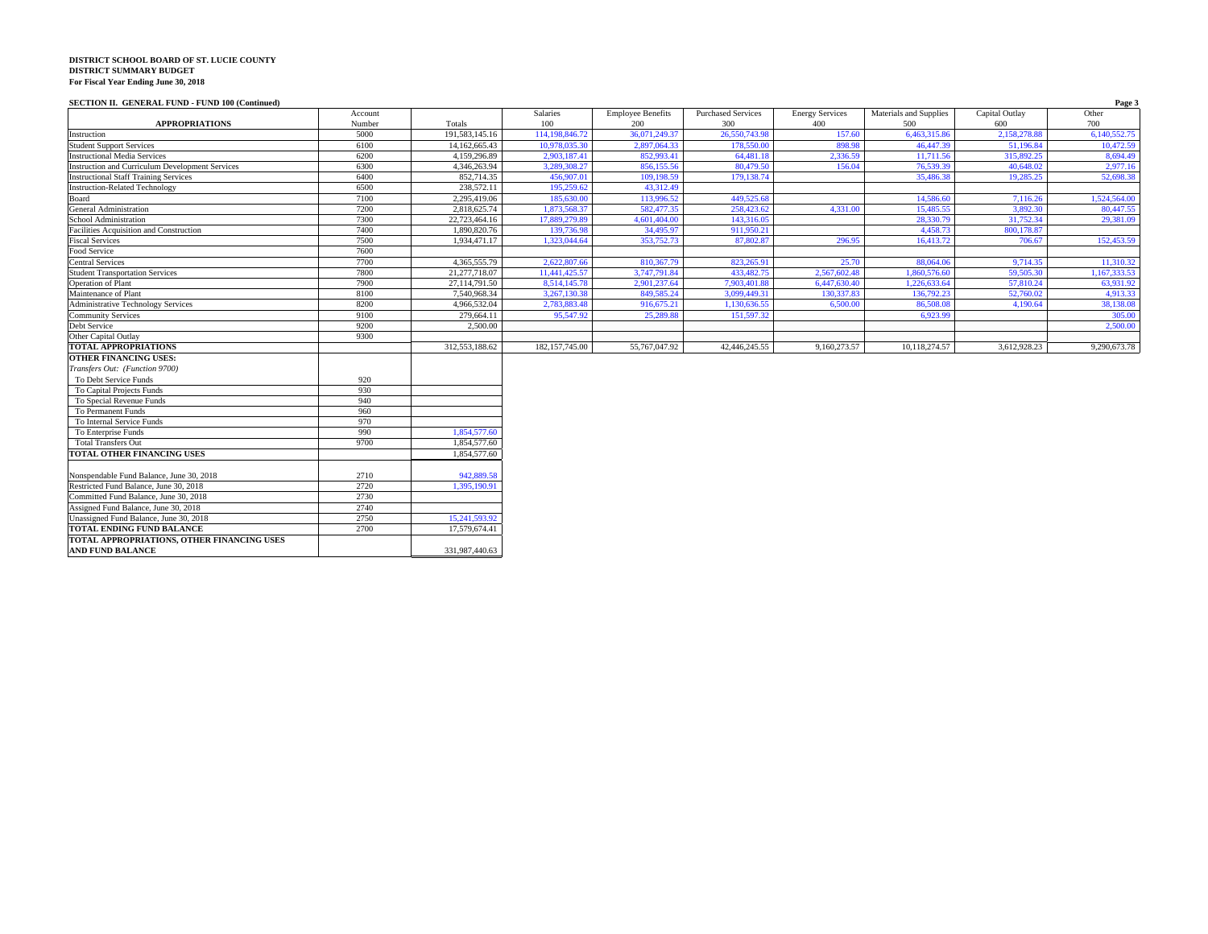**DISTRICT SCHOOL BOARD OF ST. LUCIE COUNTY**
**DISTRICT SUMMARY BUDGET**
**For Fiscal Year Ending June 30, 2018**

**SECTION II. GENERAL FUND - FUND 100 (Continued)**

| APPROPRIATIONS | Account Number | Totals | Salaries 100 | Employee Benefits 200 | Purchased Services 300 | Energy Services 400 | Materials and Supplies 500 | Capital Outlay 600 | Other 700 |
|---|---|---|---|---|---|---|---|---|---|
| Instruction | 5000 | 191,583,145.16 | 114,198,846.72 | 36,071,249.37 | 26,550,743.98 | 157.60 | 6,463,315.86 | 2,158,278.88 | 6,140,552.75 |
| Student Support Services | 6100 | 14,162,665.43 | 10,978,035.30 | 2,897,064.33 | 178,550.00 | 898.98 | 46,447.39 | 51,196.84 | 10,472.59 |
| Instructional Media Services | 6200 | 4,159,296.89 | 2,903,187.41 | 852,993.41 | 64,481.18 | 2,336.59 | 11,711.56 | 315,892.25 | 8,694.49 |
| Instruction and Curriculum Development Services | 6300 | 4,346,263.94 | 3,289,308.27 | 856,155.56 | 80,479.50 | 156.04 | 76,539.39 | 40,648.02 | 2,977.16 |
| Instructional Staff Training Services | 6400 | 852,714.35 | 456,907.01 | 109,198.59 | 179,138.74 | | 35,486.38 | 19,285.25 | 52,698.38 |
| Instruction-Related Technology | 6500 | 238,572.11 | 195,259.62 | 43,312.49 | | | | | |
| Board | 7100 | 2,295,419.06 | 185,630.00 | 113,996.52 | 449,525.68 | | 14,586.60 | 7,116.26 | 1,524,564.00 |
| General Administration | 7200 | 2,818,625.74 | 1,873,568.37 | 582,477.35 | 258,423.62 | 4,331.00 | 15,485.55 | 3,892.30 | 80,447.55 |
| School Administration | 7300 | 22,723,464.16 | 17,889,279.89 | 4,601,404.00 | 143,316.05 | | 28,330.79 | 31,752.34 | 29,381.09 |
| Facilities Acquisition and Construction | 7400 | 1,890,820.76 | 139,736.98 | 34,495.97 | 911,950.21 | | 4,458.73 | 800,178.87 | |
| Fiscal Services | 7500 | 1,934,471.17 | 1,323,044.64 | 353,752.73 | 87,802.87 | 296.95 | 16,413.72 | 706.67 | 152,453.59 |
| Food Service | 7600 | | | | | | | | |
| Central Services | 7700 | 4,365,555.79 | 2,622,807.66 | 810,367.79 | 823,265.91 | 25.70 | 88,064.06 | 9,714.35 | 11,310.32 |
| Student Transportation Services | 7800 | 21,277,718.07 | 11,441,425.57 | 3,747,791.84 | 433,482.75 | 2,567,602.48 | 1,860,576.60 | 59,505.30 | 1,167,333.53 |
| Operation of Plant | 7900 | 27,114,791.50 | 8,514,145.78 | 2,901,237.64 | 7,903,401.88 | 6,447,630.40 | 1,226,633.64 | 57,810.24 | 63,931.92 |
| Maintenance of Plant | 8100 | 7,540,968.34 | 3,267,130.38 | 849,585.24 | 3,099,449.31 | 130,337.83 | 136,792.23 | 52,760.02 | 4,913.33 |
| Administrative Technology Services | 8200 | 4,966,532.04 | 2,783,883.48 | 916,675.21 | 1,130,636.55 | 6,500.00 | 86,508.08 | 4,190.64 | 38,138.08 |
| Community Services | 9100 | 279,664.11 | 95,547.92 | 25,289.88 | 151,597.32 | | 6,923.99 | | 305.00 |
| Debt Service | 9200 | 2,500.00 | | | | | | | 2,500.00 |
| Other Capital Outlay | 9300 | | | | | | | | |
| **TOTAL APPROPRIATIONS** | | 312,553,188.62 | 182,157,745.00 | 55,767,047.92 | 42,446,245.55 | 9,160,273.57 | 10,118,274.57 | 3,612,928.23 | 9,290,673.78 |

| | Account Number | Totals |
|---|---|---|
| **OTHER FINANCING USES:** | | |
| *Transfers Out: (Function 9700)* | | |
| To Debt Service Funds | 920 | |
| To Capital Projects Funds | 930 | |
| To Special Revenue Funds | 940 | |
| To Permanent Funds | 960 | |
| To Internal Service Funds | 970 | |
| To Enterprise Funds | 990 | 1,854,577.60 |
| Total Transfers Out | 9700 | 1,854,577.60 |
| **TOTAL OTHER FINANCING USES** | | 1,854,577.60 |
| Nonspendable Fund Balance, June 30, 2018 | 2710 | 942,889.58 |
| Restricted Fund Balance, June 30, 2018 | 2720 | 1,395,190.91 |
| Committed Fund Balance, June 30, 2018 | 2730 | |
| Assigned Fund Balance, June 30, 2018 | 2740 | |
| Unassigned Fund Balance, June 30, 2018 | 2750 | 15,241,593.92 |
| **TOTAL ENDING FUND BALANCE** | 2700 | 17,579,674.41 |
| **TOTAL APPROPRIATIONS, OTHER FINANCING USES AND FUND BALANCE** | | 331,987,440.63 |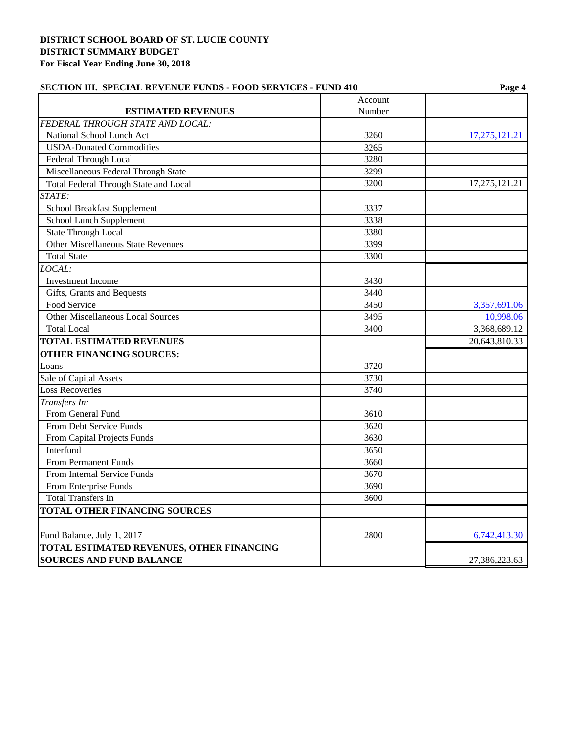**DISTRICT SCHOOL BOARD OF ST. LUCIE COUNTY**
**DISTRICT SUMMARY BUDGET**
**For Fiscal Year Ending June 30, 2018**

**SECTION III. SPECIAL REVENUE FUNDS - FOOD SERVICES - FUND 410**

| ESTIMATED REVENUES | Account Number | |
|---|---|---|
| *FEDERAL THROUGH STATE AND LOCAL:* | | |
| National School Lunch Act | 3260 | 17,275,121.21 |
| USDA-Donated Commodities | 3265 | |
| Federal Through Local | 3280 | |
| Miscellaneous Federal Through State | 3299 | |
| Total Federal Through State and Local | 3200 | 17,275,121.21 |
| *STATE:* | | |
| School Breakfast Supplement | 3337 | |
| School Lunch Supplement | 3338 | |
| State Through Local | 3380 | |
| Other Miscellaneous State Revenues | 3399 | |
| Total State | 3300 | |
| *LOCAL:* | | |
| Investment Income | 3430 | |
| Gifts, Grants and Bequests | 3440 | |
| Food Service | 3450 | 3,357,691.06 |
| Other Miscellaneous Local Sources | 3495 | 10,998.06 |
| Total Local | 3400 | 3,368,689.12 |
| **TOTAL ESTIMATED REVENUES** | | 20,643,810.33 |
| **OTHER FINANCING SOURCES:** | | |
| Loans | 3720 | |
| Sale of Capital Assets | 3730 | |
| Loss Recoveries | 3740 | |
| *Transfers In:* | | |
| From General Fund | 3610 | |
| From Debt Service Funds | 3620 | |
| From Capital Projects Funds | 3630 | |
| Interfund | 3650 | |
| From Permanent Funds | 3660 | |
| From Internal Service Funds | 3670 | |
| From Enterprise Funds | 3690 | |
| Total Transfers In | 3600 | |
| **TOTAL OTHER FINANCING SOURCES** | | |
| Fund Balance, July 1, 2017 | 2800 | 6,742,413.30 |
| **TOTAL ESTIMATED REVENUES, OTHER FINANCING SOURCES AND FUND BALANCE** | | 27,386,223.63 |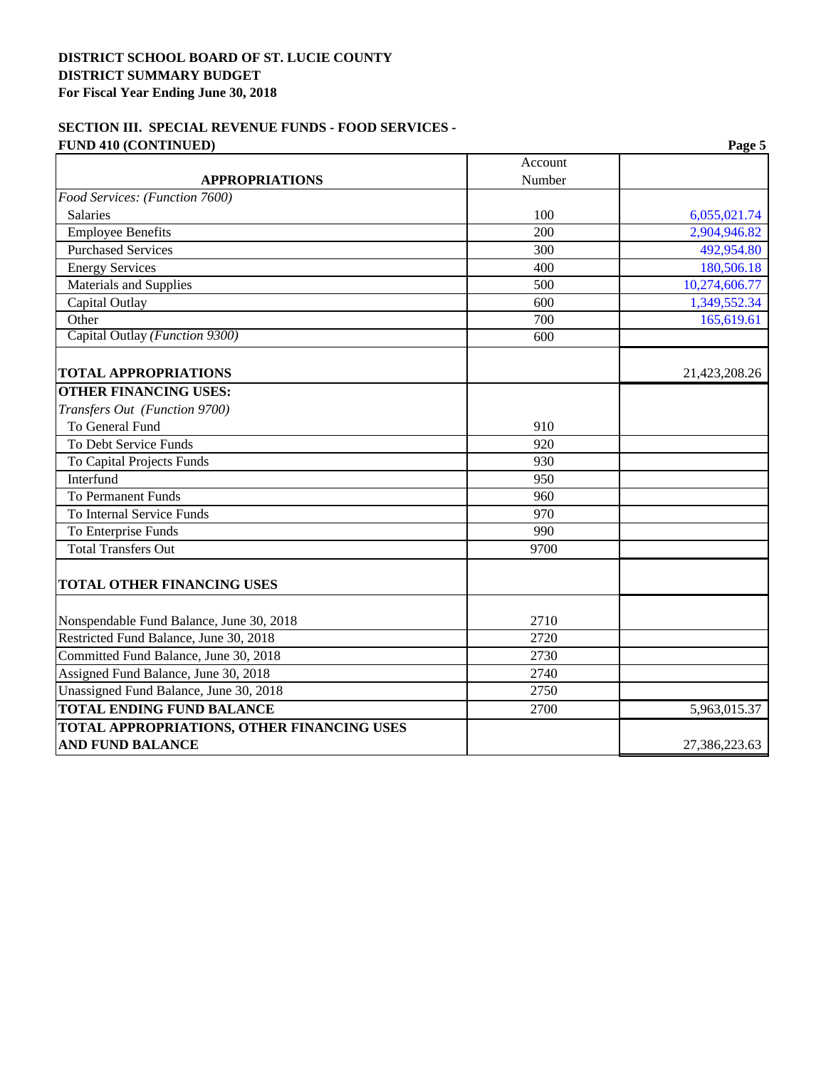**DISTRICT SCHOOL BOARD OF ST. LUCIE COUNTY**
**DISTRICT SUMMARY BUDGET**
**For Fiscal Year Ending June 30, 2018**

**SECTION III. SPECIAL REVENUE FUNDS - FOOD SERVICES - FUND 410 (CONTINUED)**

| **APPROPRIATIONS** | Account Number | |
|---|---|---|
| *Food Services: (Function 7600)* | | |
| Salaries | 100 | 6,055,021.74 |
| Employee Benefits | 200 | 2,904,946.82 |
| Purchased Services | 300 | 492,954.80 |
| Energy Services | 400 | 180,506.18 |
| Materials and Supplies | 500 | 10,274,606.77 |
| Capital Outlay | 600 | 1,349,552.34 |
| Other | 700 | 165,619.61 |
| Capital Outlay *(Function 9300)* | 600 | |
| **TOTAL APPROPRIATIONS** | | 21,423,208.26 |
| **OTHER FINANCING USES:** | | |
| *Transfers Out (Function 9700)* | | |
| To General Fund | 910 | |
| To Debt Service Funds | 920 | |
| To Capital Projects Funds | 930 | |
| Interfund | 950 | |
| To Permanent Funds | 960 | |
| To Internal Service Funds | 970 | |
| To Enterprise Funds | 990 | |
| Total Transfers Out | 9700 | |
| **TOTAL OTHER FINANCING USES** | | |
| Nonspendable Fund Balance, June 30, 2018 | 2710 | |
| Restricted Fund Balance, June 30, 2018 | 2720 | |
| Committed Fund Balance, June 30, 2018 | 2730 | |
| Assigned Fund Balance, June 30, 2018 | 2740 | |
| Unassigned Fund Balance, June 30, 2018 | 2750 | |
| **TOTAL ENDING FUND BALANCE** | 2700 | 5,963,015.37 |
| **TOTAL APPROPRIATIONS, OTHER FINANCING USES AND FUND BALANCE** | | 27,386,223.63 |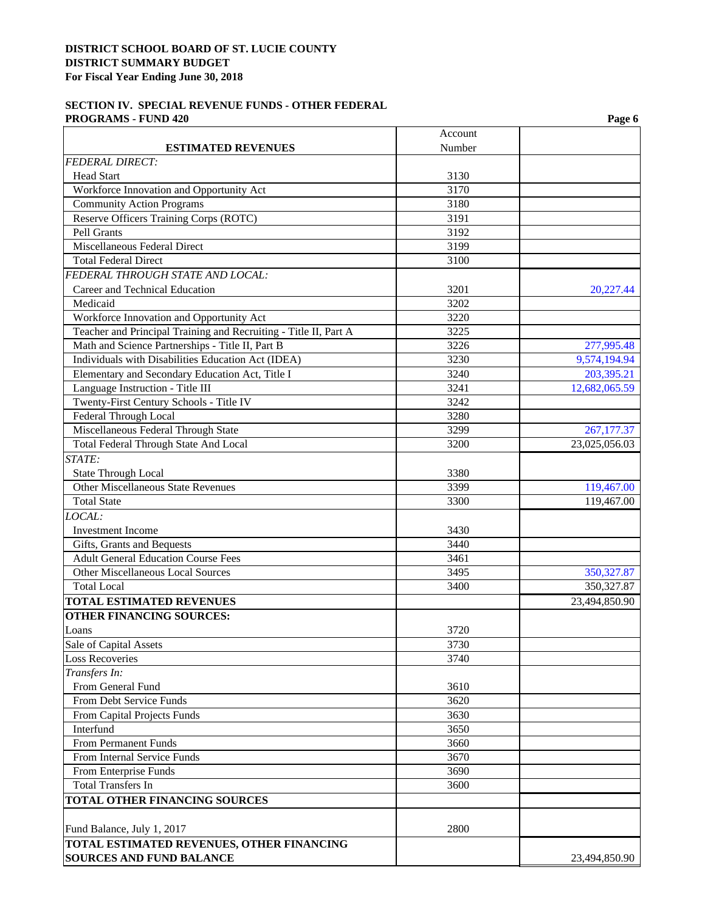**DISTRICT SCHOOL BOARD OF ST. LUCIE COUNTY**
**DISTRICT SUMMARY BUDGET**
**For Fiscal Year Ending June 30, 2018**

**SECTION IV. SPECIAL REVENUE FUNDS - OTHER FEDERAL PROGRAMS - FUND 420**

| ESTIMATED REVENUES | Account Number | |
|---|---|---|
| *FEDERAL DIRECT:* | | |
| Head Start | 3130 | |
| Workforce Innovation and Opportunity Act | 3170 | |
| Community Action Programs | 3180 | |
| Reserve Officers Training Corps (ROTC) | 3191 | |
| Pell Grants | 3192 | |
| Miscellaneous Federal Direct | 3199 | |
| Total Federal Direct | 3100 | |
| *FEDERAL THROUGH STATE AND LOCAL:* | | |
| Career and Technical Education | 3201 | 20,227.44 |
| Medicaid | 3202 | |
| Workforce Innovation and Opportunity Act | 3220 | |
| Teacher and Principal Training and Recruiting - Title II, Part A | 3225 | |
| Math and Science Partnerships - Title II, Part B | 3226 | 277,995.48 |
| Individuals with Disabilities Education Act (IDEA) | 3230 | 9,574,194.94 |
| Elementary and Secondary Education Act, Title I | 3240 | 203,395.21 |
| Language Instruction - Title III | 3241 | 12,682,065.59 |
| Twenty-First Century Schools - Title IV | 3242 | |
| Federal Through Local | 3280 | |
| Miscellaneous Federal Through State | 3299 | 267,177.37 |
| Total Federal Through State And Local | 3200 | 23,025,056.03 |
| *STATE:* | | |
| State Through Local | 3380 | |
| Other Miscellaneous State Revenues | 3399 | 119,467.00 |
| Total State | 3300 | 119,467.00 |
| *LOCAL:* | | |
| Investment Income | 3430 | |
| Gifts, Grants and Bequests | 3440 | |
| Adult General Education Course Fees | 3461 | |
| Other Miscellaneous Local Sources | 3495 | 350,327.87 |
| Total Local | 3400 | 350,327.87 |
| **TOTAL ESTIMATED REVENUES** | | 23,494,850.90 |
| **OTHER FINANCING SOURCES:** | | |
| Loans | 3720 | |
| Sale of Capital Assets | 3730 | |
| Loss Recoveries | 3740 | |
| *Transfers In:* | | |
| From General Fund | 3610 | |
| From Debt Service Funds | 3620 | |
| From Capital Projects Funds | 3630 | |
| Interfund | 3650 | |
| From Permanent Funds | 3660 | |
| From Internal Service Funds | 3670 | |
| From Enterprise Funds | 3690 | |
| Total Transfers In | 3600 | |
| **TOTAL OTHER FINANCING SOURCES** | | |
| Fund Balance, July 1, 2017 | 2800 | |
| **TOTAL ESTIMATED REVENUES, OTHER FINANCING SOURCES AND FUND BALANCE** | | 23,494,850.90 |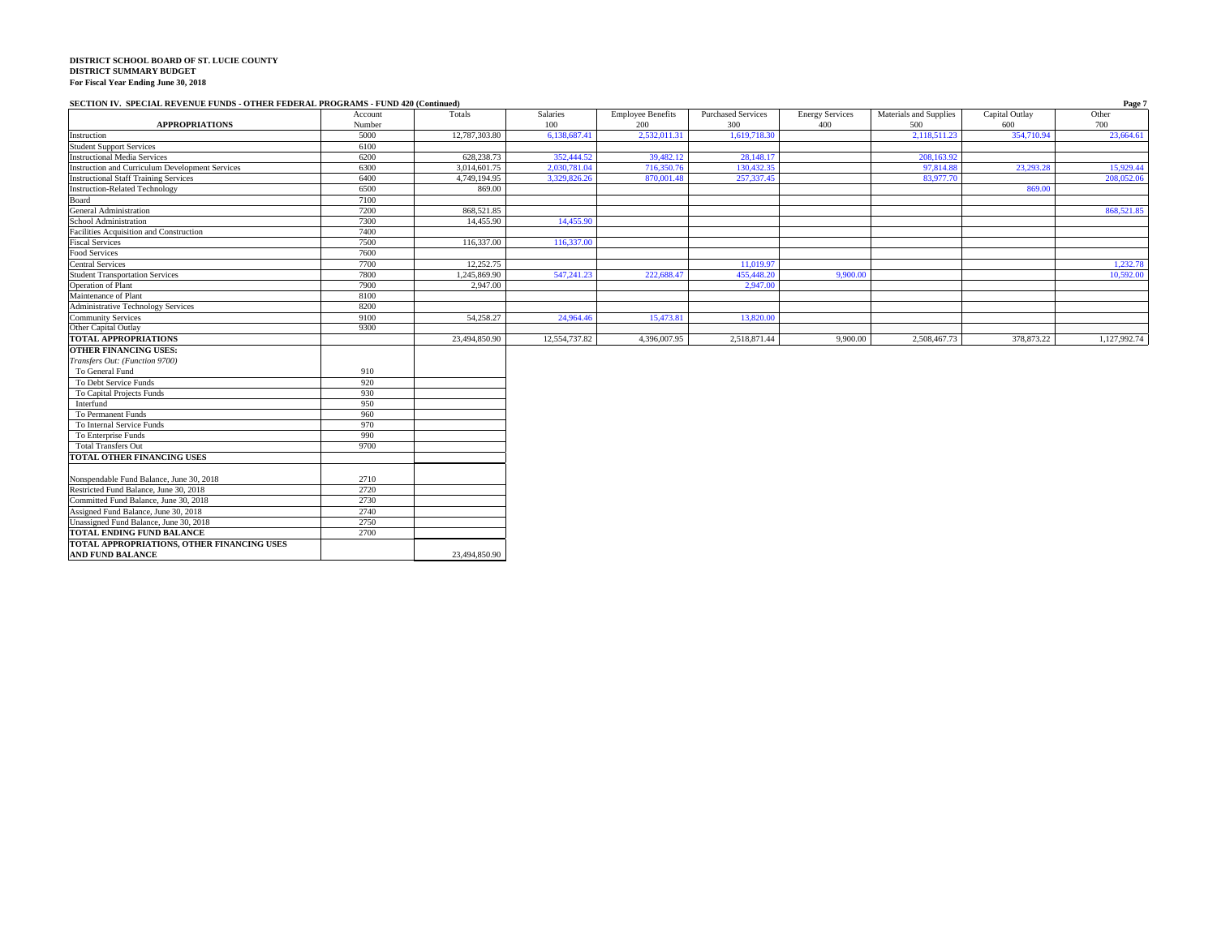**DISTRICT SCHOOL BOARD OF ST. LUCIE COUNTY**
**DISTRICT SUMMARY BUDGET**
**For Fiscal Year Ending June 30, 2018**

**SECTION IV. SPECIAL REVENUE FUNDS - OTHER FEDERAL PROGRAMS - FUND 420 (Continued)**

| APPROPRIATIONS | Account Number | Totals | Salaries 100 | Employee Benefits 200 | Purchased Services 300 | Energy Services 400 | Materials and Supplies 500 | Capital Outlay 600 | Other 700 |
|---|---|---|---|---|---|---|---|---|---|
| Instruction | 5000 | 12,787,303.80 | 6,138,687.41 | 2,532,011.31 | 1,619,718.30 | | 2,118,511.23 | 354,710.94 | 23,664.61 |
| Student Support Services | 6100 | | | | | | | | |
| Instructional Media Services | 6200 | 628,238.73 | 352,444.52 | 39,482.12 | 28,148.17 | | 208,163.92 | | |
| Instruction and Curriculum Development Services | 6300 | 3,014,601.75 | 2,030,781.04 | 716,350.76 | 130,432.35 | | 97,814.88 | 23,293.28 | 15,929.44 |
| Instructional Staff Training Services | 6400 | 4,749,194.95 | 3,329,826.26 | 870,001.48 | 257,337.45 | | 83,977.70 | | 208,052.06 |
| Instruction-Related Technology | 6500 | 869.00 | | | | | | 869.00 | |
| Board | 7100 | | | | | | | | |
| General Administration | 7200 | 868,521.85 | | | | | | | 868,521.85 |
| School Administration | 7300 | 14,455.90 | 14,455.90 | | | | | | |
| Facilities Acquisition and Construction | 7400 | | | | | | | | |
| Fiscal Services | 7500 | 116,337.00 | 116,337.00 | | | | | | |
| Food Services | 7600 | | | | | | | | |
| Central Services | 7700 | 12,252.75 | | | 11,019.97 | | | | 1,232.78 |
| Student Transportation Services | 7800 | 1,245,869.90 | 547,241.23 | 222,688.47 | 455,448.20 | 9,900.00 | | | 10,592.00 |
| Operation of Plant | 7900 | 2,947.00 | | | 2,947.00 | | | | |
| Maintenance of Plant | 8100 | | | | | | | | |
| Administrative Technology Services | 8200 | | | | | | | | |
| Community Services | 9100 | 54,258.27 | 24,964.46 | 15,473.81 | 13,820.00 | | | | |
| Other Capital Outlay | 9300 | | | | | | | | |
| **TOTAL APPROPRIATIONS** | | 23,494,850.90 | 12,554,737.82 | 4,396,007.95 | 2,518,871.44 | 9,900.00 | 2,508,467.73 | 378,873.22 | 1,127,992.74 |

| | Account Number | Totals |
|---|---|---|
| **OTHER FINANCING USES:** | | |
| *Transfers Out: (Function 9700)* | | |
| To General Fund | 910 | |
| To Debt Service Funds | 920 | |
| To Capital Projects Funds | 930 | |
| Interfund | 950 | |
| To Permanent Funds | 960 | |
| To Internal Service Funds | 970 | |
| To Enterprise Funds | 990 | |
| Total Transfers Out | 9700 | |
| **TOTAL OTHER FINANCING USES** | | |
| Nonspendable Fund Balance, June 30, 2018 | 2710 | |
| Restricted Fund Balance, June 30, 2018 | 2720 | |
| Committed Fund Balance, June 30, 2018 | 2730 | |
| Assigned Fund Balance, June 30, 2018 | 2740 | |
| Unassigned Fund Balance, June 30, 2018 | 2750 | |
| **TOTAL ENDING FUND BALANCE** | 2700 | |
| **TOTAL APPROPRIATIONS, OTHER FINANCING USES AND FUND BALANCE** | | 23,494,850.90 |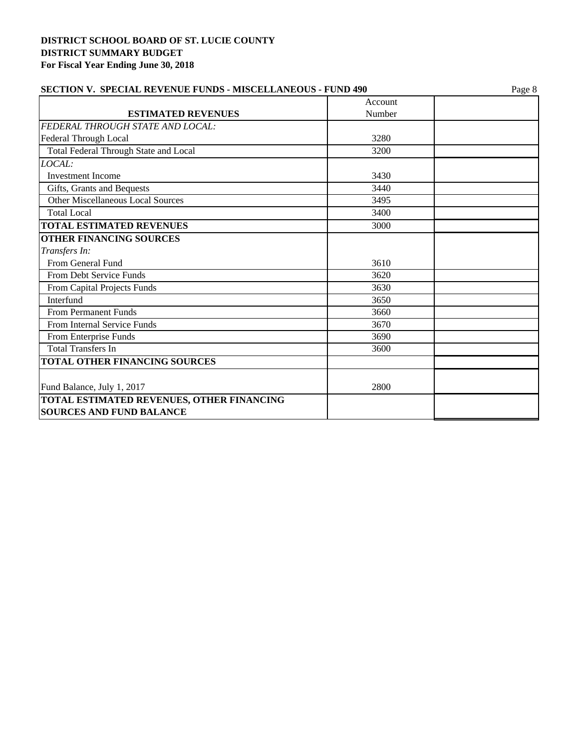**DISTRICT SCHOOL BOARD OF ST. LUCIE COUNTY**
**DISTRICT SUMMARY BUDGET**
**For Fiscal Year Ending June 30, 2018**

**SECTION V. SPECIAL REVENUE FUNDS - MISCELLANEOUS - FUND 490**

| ESTIMATED REVENUES | Account Number | |
|---|---|---|
| *FEDERAL THROUGH STATE AND LOCAL:* | | |
| Federal Through Local | 3280 | |
| Total Federal Through State and Local | 3200 | |
| *LOCAL:* | | |
| Investment Income | 3430 | |
| Gifts, Grants and Bequests | 3440 | |
| Other Miscellaneous Local Sources | 3495 | |
| Total Local | 3400 | |
| **TOTAL ESTIMATED REVENUES** | 3000 | |
| **OTHER FINANCING SOURCES** | | |
| *Transfers In:* | | |
| From General Fund | 3610 | |
| From Debt Service Funds | 3620 | |
| From Capital Projects Funds | 3630 | |
| Interfund | 3650 | |
| From Permanent Funds | 3660 | |
| From Internal Service Funds | 3670 | |
| From Enterprise Funds | 3690 | |
| Total Transfers In | 3600 | |
| **TOTAL OTHER FINANCING SOURCES** | | |
| Fund Balance, July 1, 2017 | 2800 | |
| **TOTAL ESTIMATED REVENUES, OTHER FINANCING SOURCES AND FUND BALANCE** | | |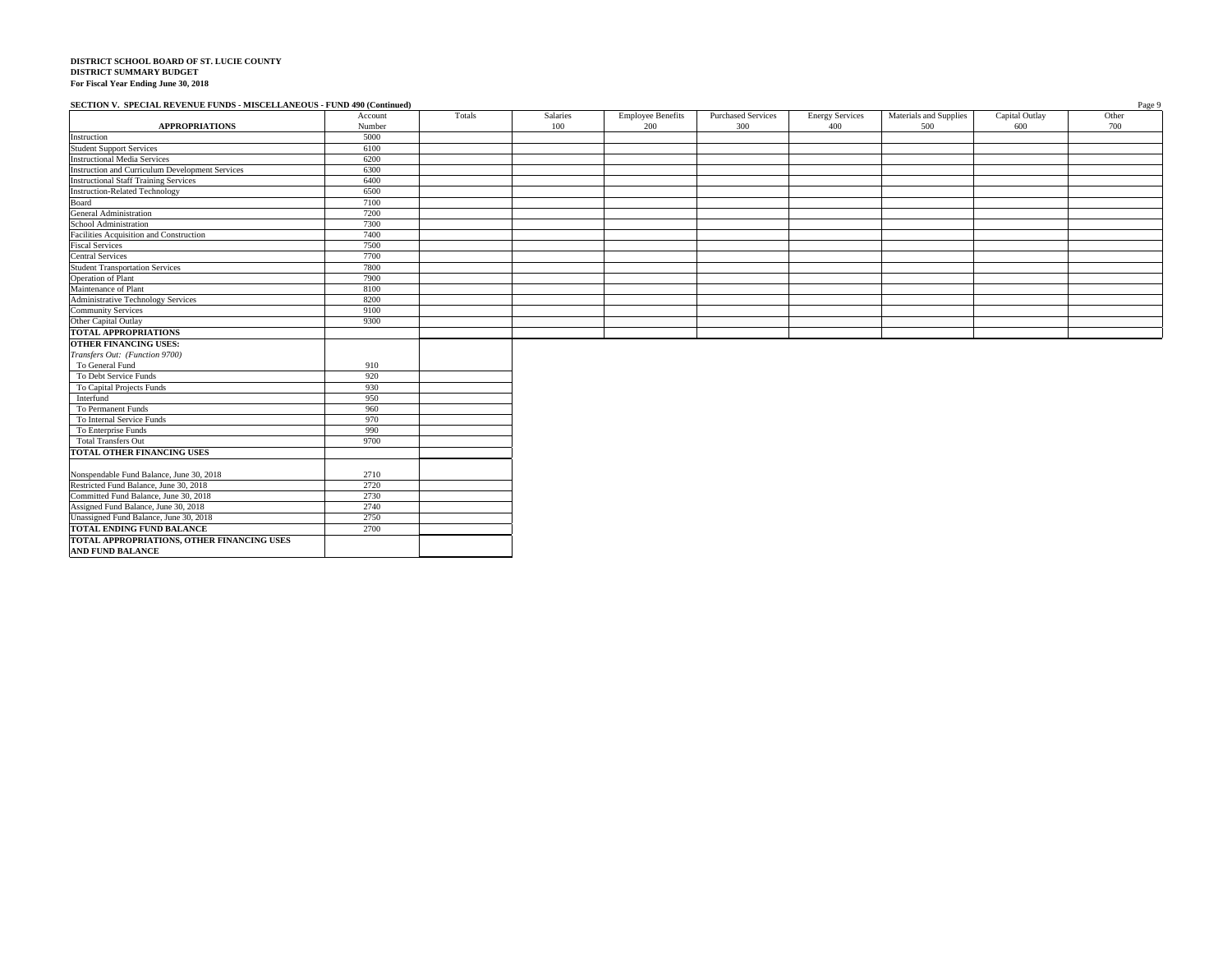**DISTRICT SCHOOL BOARD OF ST. LUCIE COUNTY**
**DISTRICT SUMMARY BUDGET**
**For Fiscal Year Ending June 30, 2018**

**SECTION V. SPECIAL REVENUE FUNDS - MISCELLANEOUS - FUND 490 (Continued)**

| APPROPRIATIONS | Account Number | Totals | Salaries 100 | Employee Benefits 200 | Purchased Services 300 | Energy Services 400 | Materials and Supplies 500 | Capital Outlay 600 | Other 700 |
|---|---|---|---|---|---|---|---|---|---|
| Instruction | 5000 | | | | | | | | |
| Student Support Services | 6100 | | | | | | | | |
| Instructional Media Services | 6200 | | | | | | | | |
| Instruction and Curriculum Development Services | 6300 | | | | | | | | |
| Instructional Staff Training Services | 6400 | | | | | | | | |
| Instruction-Related Technology | 6500 | | | | | | | | |
| Board | 7100 | | | | | | | | |
| General Administration | 7200 | | | | | | | | |
| School Administration | 7300 | | | | | | | | |
| Facilities Acquisition and Construction | 7400 | | | | | | | | |
| Fiscal Services | 7500 | | | | | | | | |
| Central Services | 7700 | | | | | | | | |
| Student Transportation Services | 7800 | | | | | | | | |
| Operation of Plant | 7900 | | | | | | | | |
| Maintenance of Plant | 8100 | | | | | | | | |
| Administrative Technology Services | 8200 | | | | | | | | |
| Community Services | 9100 | | | | | | | | |
| Other Capital Outlay | 9300 | | | | | | | | |
| **TOTAL APPROPRIATIONS** | | | | | | | | | |

| | Account Number | Totals |
|---|---|---|
| **OTHER FINANCING USES:** | | |
| *Transfers Out: (Function 9700)* | | |
| To General Fund | 910 | |
| To Debt Service Funds | 920 | |
| To Capital Projects Funds | 930 | |
| Interfund | 950 | |
| To Permanent Funds | 960 | |
| To Internal Service Funds | 970 | |
| To Enterprise Funds | 990 | |
| Total Transfers Out | 9700 | |
| **TOTAL OTHER FINANCING USES** | | |
| Nonspendable Fund Balance, June 30, 2018 | 2710 | |
| Restricted Fund Balance, June 30, 2018 | 2720 | |
| Committed Fund Balance, June 30, 2018 | 2730 | |
| Assigned Fund Balance, June 30, 2018 | 2740 | |
| Unassigned Fund Balance, June 30, 2018 | 2750 | |
| **TOTAL ENDING FUND BALANCE** | 2700 | |
| **TOTAL APPROPRIATIONS, OTHER FINANCING USES AND FUND BALANCE** | | |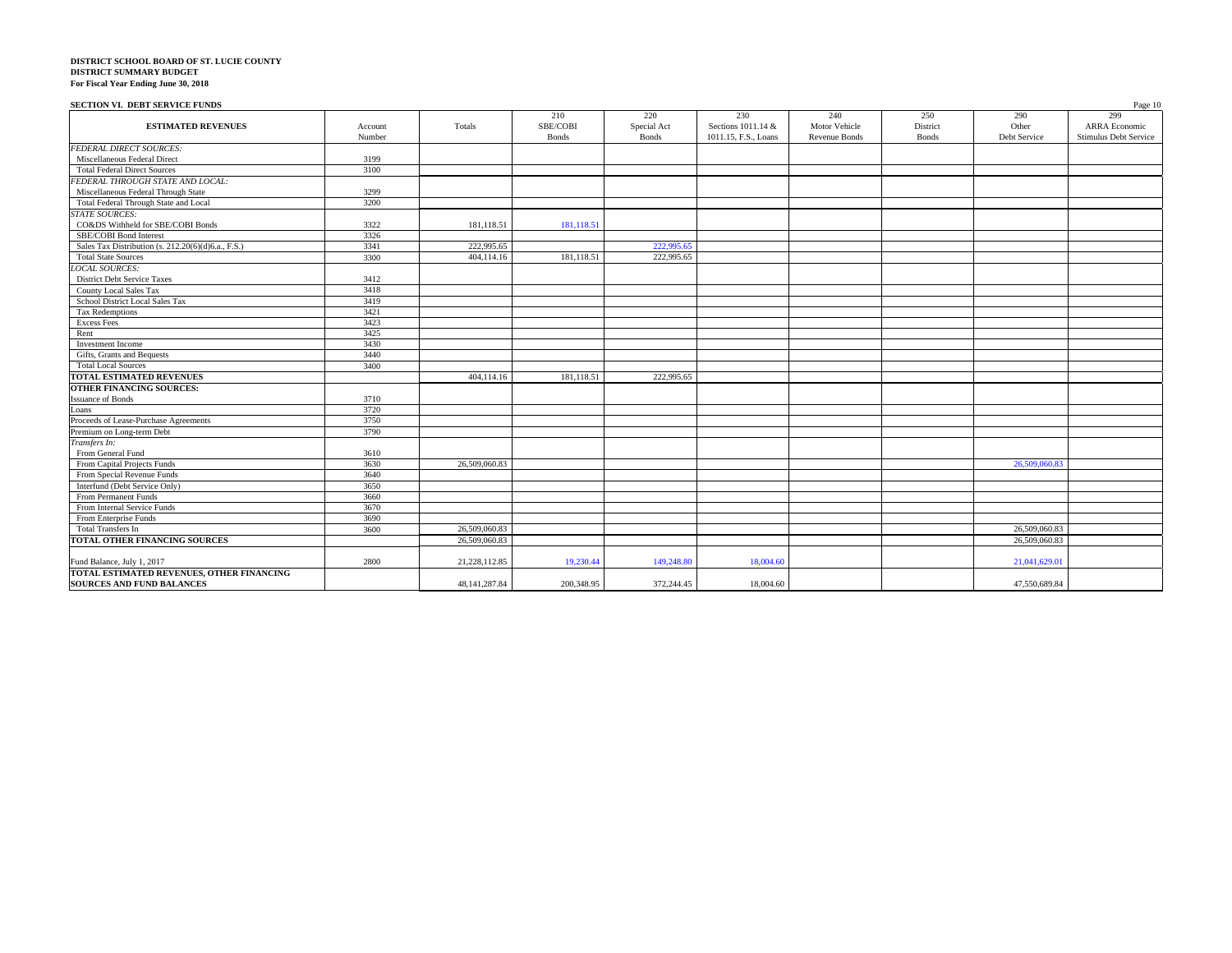**DISTRICT SCHOOL BOARD OF ST. LUCIE COUNTY**
**DISTRICT SUMMARY BUDGET**
**For Fiscal Year Ending June 30, 2018**

**SECTION VI. DEBT SERVICE FUNDS**

| ESTIMATED REVENUES | Account Number | Totals | 210 SBE/COBI Bonds | 220 Special Act Bonds | 230 Sections 1011.14 & 1011.15, F.S., Loans | 240 Motor Vehicle Revenue Bonds | 250 District Bonds | 290 Other Debt Service | 299 ARRA Economic Stimulus Debt Service |
|---|---|---|---|---|---|---|---|---|---|
| *FEDERAL DIRECT SOURCES:* | | | | | | | | | |
| Miscellaneous Federal Direct | 3199 | | | | | | | | |
| Total Federal Direct Sources | 3100 | | | | | | | | |
| *FEDERAL THROUGH STATE AND LOCAL:* | | | | | | | | | |
| Miscellaneous Federal Through State | 3299 | | | | | | | | |
| Total Federal Through State and Local | 3200 | | | | | | | | |
| *STATE SOURCES:* | | | | | | | | | |
| CO&DS Withheld for SBE/COBI Bonds | 3322 | 181,118.51 | 181,118.51 | | | | | | |
| SBE/COBI Bond Interest | 3326 | | | | | | | | |
| Sales Tax Distribution (s. 212.20(6)(d)6.a., F.S.) | 3341 | 222,995.65 | | 222,995.65 | | | | | |
| Total State Sources | 3300 | 404,114.16 | 181,118.51 | 222,995.65 | | | | | |
| *LOCAL SOURCES:* | | | | | | | | | |
| District Debt Service Taxes | 3412 | | | | | | | | |
| County Local Sales Tax | 3418 | | | | | | | | |
| School District Local Sales Tax | 3419 | | | | | | | | |
| Tax Redemptions | 3421 | | | | | | | | |
| Excess Fees | 3423 | | | | | | | | |
| Rent | 3425 | | | | | | | | |
| Investment Income | 3430 | | | | | | | | |
| Gifts, Grants and Bequests | 3440 | | | | | | | | |
| Total Local Sources | 3400 | | | | | | | | |
| **TOTAL ESTIMATED REVENUES** | | 404,114.16 | 181,118.51 | 222,995.65 | | | | | |
| **OTHER FINANCING SOURCES:** | | | | | | | | | |
| Issuance of Bonds | 3710 | | | | | | | | |
| Loans | 3720 | | | | | | | | |
| Proceeds of Lease-Purchase Agreements | 3750 | | | | | | | | |
| Premium on Long-term Debt | 3790 | | | | | | | | |
| *Transfers In:* | | | | | | | | | |
| From General Fund | 3610 | | | | | | | | |
| From Capital Projects Funds | 3630 | 26,509,060.83 | | | | | | 26,509,060.83 | |
| From Special Revenue Funds | 3640 | | | | | | | | |
| Interfund (Debt Service Only) | 3650 | | | | | | | | |
| From Permanent Funds | 3660 | | | | | | | | |
| From Internal Service Funds | 3670 | | | | | | | | |
| From Enterprise Funds | 3690 | | | | | | | | |
| Total Transfers In | 3600 | 26,509,060.83 | | | | | | 26,509,060.83 | |
| **TOTAL OTHER FINANCING SOURCES** | | 26,509,060.83 | | | | | | 26,509,060.83 | |
| Fund Balance, July 1, 2017 | 2800 | 21,228,112.85 | 19,230.44 | 149,248.80 | 18,004.60 | | | 21,041,629.01 | |
| **TOTAL ESTIMATED REVENUES, OTHER FINANCING SOURCES AND FUND BALANCES** | | 48,141,287.84 | 200,348.95 | 372,244.45 | 18,004.60 | | | 47,550,689.84 | |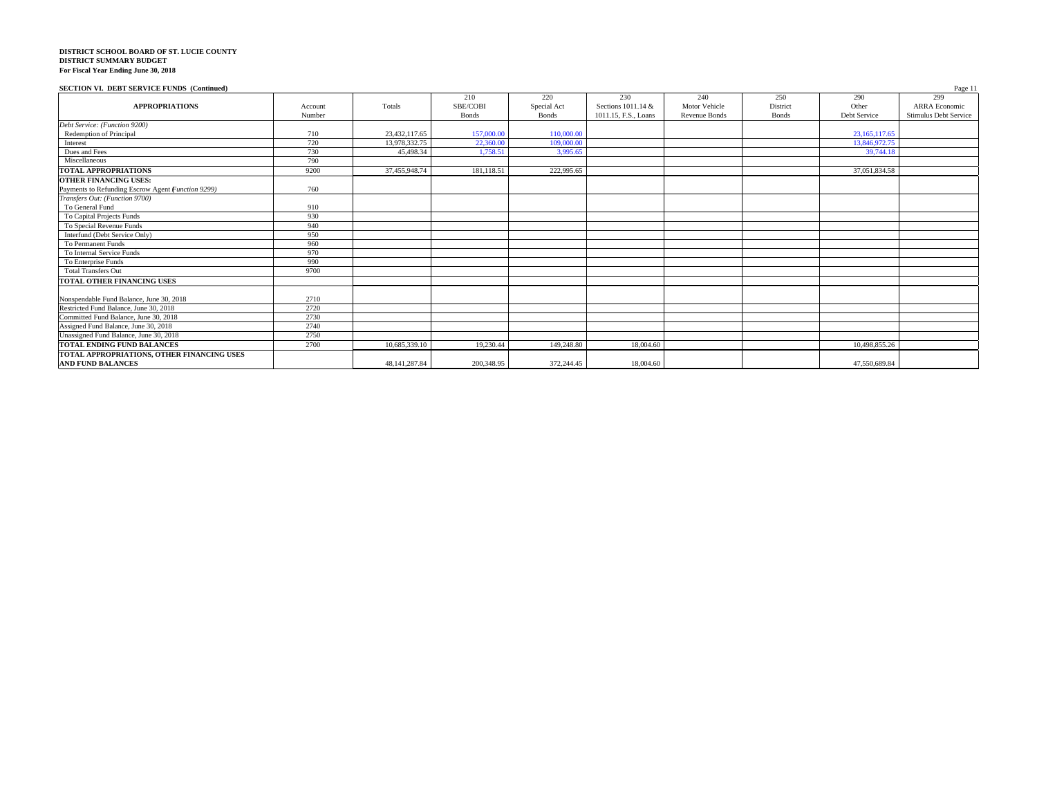**DISTRICT SCHOOL BOARD OF ST. LUCIE COUNTY**
**DISTRICT SUMMARY BUDGET**
**For Fiscal Year Ending June 30, 2018**

**SECTION VI. DEBT SERVICE FUNDS (Continued)**

| APPROPRIATIONS | Account Number | Totals | 210 SBE/COBI Bonds | 220 Special Act Bonds | 230 Sections 1011.14 & 1011.15, F.S., Loans | 240 Motor Vehicle Revenue Bonds | 250 District Bonds | 290 Other Debt Service | 299 ARRA Economic Stimulus Debt Service |
|---|---|---|---|---|---|---|---|---|---|
| *Debt Service: (Function 9200)* | | | | | | | | | |
| Redemption of Principal | 710 | 23,432,117.65 | 157,000.00 | 110,000.00 | | | | 23,165,117.65 | |
| Interest | 720 | 13,978,332.75 | 22,360.00 | 109,000.00 | | | | 13,846,972.75 | |
| Dues and Fees | 730 | 45,498.34 | 1,758.51 | 3,995.65 | | | | 39,744.18 | |
| Miscellaneous | 790 | | | | | | | | |
| **TOTAL APPROPRIATIONS** | 9200 | 37,455,948.74 | 181,118.51 | 222,995.65 | | | | 37,051,834.58 | |
| **OTHER FINANCING USES:** | | | | | | | | | |
| Payments to Refunding Escrow Agent *(Function 9299)* | 760 | | | | | | | | |
| *Transfers Out: (Function 9700)* | | | | | | | | | |
| To General Fund | 910 | | | | | | | | |
| To Capital Projects Funds | 930 | | | | | | | | |
| To Special Revenue Funds | 940 | | | | | | | | |
| Interfund (Debt Service Only) | 950 | | | | | | | | |
| To Permanent Funds | 960 | | | | | | | | |
| To Internal Service Funds | 970 | | | | | | | | |
| To Enterprise Funds | 990 | | | | | | | | |
| Total Transfers Out | 9700 | | | | | | | | |
| **TOTAL OTHER FINANCING USES** | | | | | | | | | |
| Nonspendable Fund Balance, June 30, 2018 | 2710 | | | | | | | | |
| Restricted Fund Balance, June 30, 2018 | 2720 | | | | | | | | |
| Committed Fund Balance, June 30, 2018 | 2730 | | | | | | | | |
| Assigned Fund Balance, June 30, 2018 | 2740 | | | | | | | | |
| Unassigned Fund Balance, June 30, 2018 | 2750 | | | | | | | | |
| **TOTAL ENDING FUND BALANCES** | 2700 | 10,685,339.10 | 19,230.44 | 149,248.80 | 18,004.60 | | | 10,498,855.26 | |
| **TOTAL APPROPRIATIONS, OTHER FINANCING USES AND FUND BALANCES** | | 48,141,287.84 | 200,348.95 | 372,244.45 | 18,004.60 | | | 47,550,689.84 | |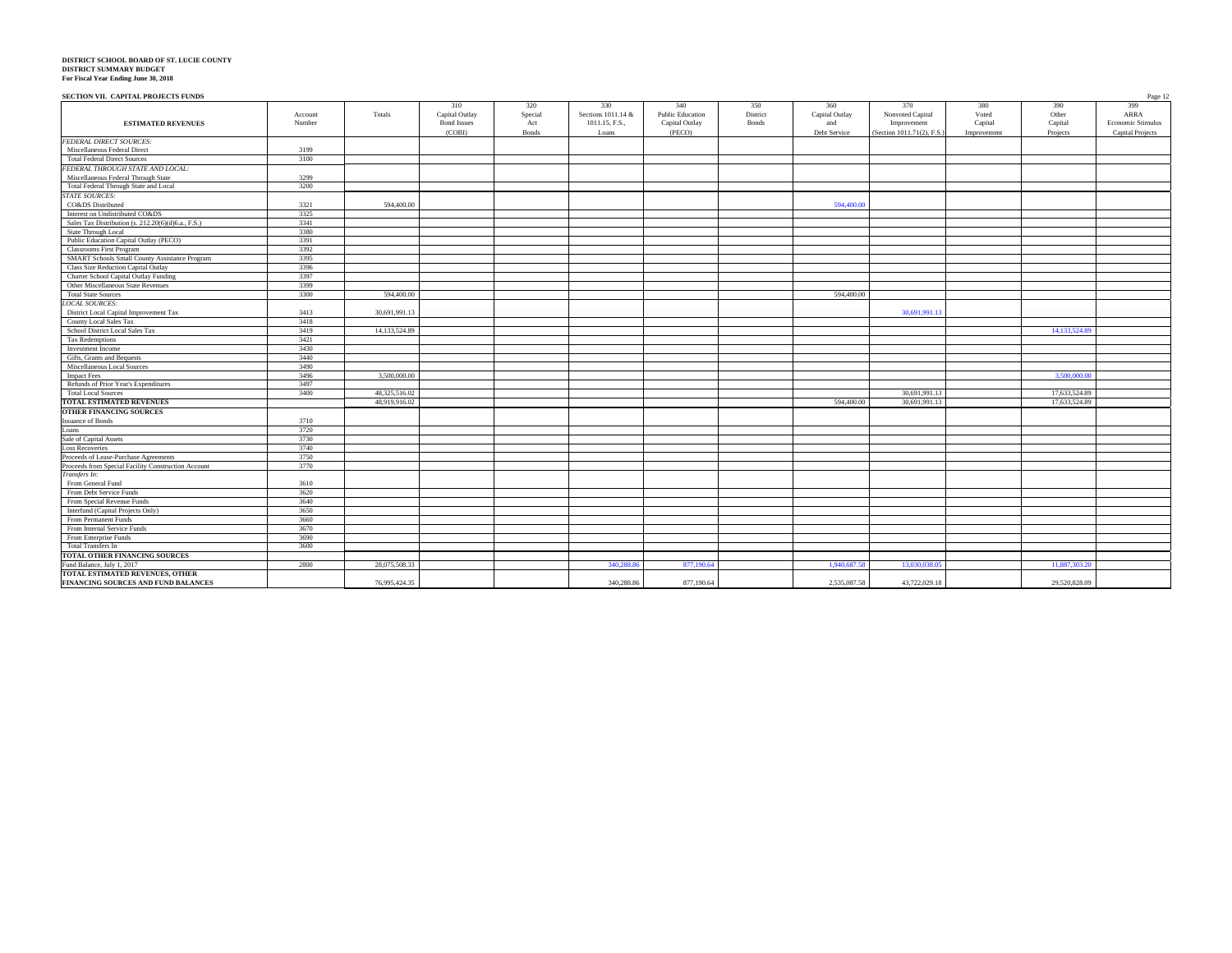**DISTRICT SCHOOL BOARD OF ST. LUCIE COUNTY**
**DISTRICT SUMMARY BUDGET**
**For Fiscal Year Ending June 30, 2018**

**SECTION VII. CAPITAL PROJECTS FUNDS**

| ESTIMATED REVENUES | Account Number | Totals | 310 Capital Outlay Bond Issues (COBI) | 320 Special Act Bonds | 330 Sections 1011.14 & 1011.15, F.S., Loans | 340 Public Education Capital Outlay (PECO) | 350 District Bonds | 360 Capital Outlay and Debt Service | 370 Nonvoted Capital Improvement (Section 1011.71(2), F.S.) | 380 Voted Capital Improvement | 390 Other Capital Projects | 399 ARRA Economic Stimulus Capital Projects |
|---|---|---|---|---|---|---|---|---|---|---|---|---|
| *FEDERAL DIRECT SOURCES:* | | | | | | | | | | | | |
| Miscellaneous Federal Direct | 3199 | | | | | | | | | | | |
| Total Federal Direct Sources | 3100 | | | | | | | | | | | |
| *FEDERAL THROUGH STATE AND LOCAL:* | | | | | | | | | | | | |
| Miscellaneous Federal Through State | 3299 | | | | | | | | | | | |
| Total Federal Through State and Local | 3200 | | | | | | | | | | | |
| *STATE SOURCES:* | | | | | | | | | | | | |
| CO&DS Distributed | 3321 | 594,400.00 | | | | | | 594,400.00 | | | | |
| Interest on Undistributed CO&DS | 3325 | | | | | | | | | | | |
| Sales Tax Distribution (s. 212.20(6)(d)6.a., F.S.) | 3341 | | | | | | | | | | | |
| State Through Local | 3380 | | | | | | | | | | | |
| Public Education Capital Outlay (PECO) | 3391 | | | | | | | | | | | |
| Classrooms First Program | 3392 | | | | | | | | | | | |
| SMART Schools Small County Assistance Program | 3395 | | | | | | | | | | | |
| Class Size Reduction Capital Outlay | 3396 | | | | | | | | | | | |
| Charter School Capital Outlay Funding | 3397 | | | | | | | | | | | |
| Other Miscellaneous State Revenues | 3399 | | | | | | | | | | | |
| Total State Sources | 3300 | 594,400.00 | | | | | | 594,400.00 | | | | |
| *LOCAL SOURCES:* | | | | | | | | | | | | |
| District Local Capital Improvement Tax | 3413 | 30,691,991.13 | | | | | | | 30,691,991.13 | | | |
| County Local Sales Tax | 3418 | | | | | | | | | | | |
| School District Local Sales Tax | 3419 | 14,133,524.89 | | | | | | | | | 14,133,524.89 | |
| Tax Redemptions | 3421 | | | | | | | | | | | |
| Investment Income | 3430 | | | | | | | | | | | |
| Gifts, Grants and Bequests | 3440 | | | | | | | | | | | |
| Miscellaneous Local Sources | 3490 | | | | | | | | | | | |
| Impact Fees | 3496 | 3,500,000.00 | | | | | | | | | 3,500,000.00 | |
| Refunds of Prior Year's Expenditures | 3497 | | | | | | | | | | | |
| Total Local Sources | 3400 | 48,325,516.02 | | | | | | | 30,691,991.13 | | 17,633,524.89 | |
| **TOTAL ESTIMATED REVENUES** | | 48,919,916.02 | | | | | | 594,400.00 | 30,691,991.13 | | 17,633,524.89 | |
| **OTHER FINANCING SOURCES** | | | | | | | | | | | | |
| Issuance of Bonds | 3710 | | | | | | | | | | | |
| Loans | 3720 | | | | | | | | | | | |
| Sale of Capital Assets | 3730 | | | | | | | | | | | |
| Loss Recoveries | 3740 | | | | | | | | | | | |
| Proceeds of Lease-Purchase Agreements | 3750 | | | | | | | | | | | |
| Proceeds from Special Facility Construction Account | 3770 | | | | | | | | | | | |
| *Transfers In:* | | | | | | | | | | | | |
| From General Fund | 3610 | | | | | | | | | | | |
| From Debt Service Funds | 3620 | | | | | | | | | | | |
| From Special Revenue Funds | 3640 | | | | | | | | | | | |
| Interfund (Capital Projects Only) | 3650 | | | | | | | | | | | |
| From Permanent Funds | 3660 | | | | | | | | | | | |
| From Internal Service Funds | 3670 | | | | | | | | | | | |
| From Enterprise Funds | 3690 | | | | | | | | | | | |
| Total Transfers In | 3600 | | | | | | | | | | | |
| **TOTAL OTHER FINANCING SOURCES** | | | | | | | | | | | | |
| Fund Balance, July 1, 2017 | 2800 | 28,075,508.33 | | | 340,288.86 | 877,190.64 | | 1,940,687.58 | 13,030,038.05 | | 11,887,303.20 | |
| **TOTAL ESTIMATED REVENUES, OTHER FINANCING SOURCES AND FUND BALANCES** | | 76,995,424.35 | | | 340,288.86 | 877,190.64 | | 2,535,087.58 | 43,722,029.18 | | 29,520,828.09 | |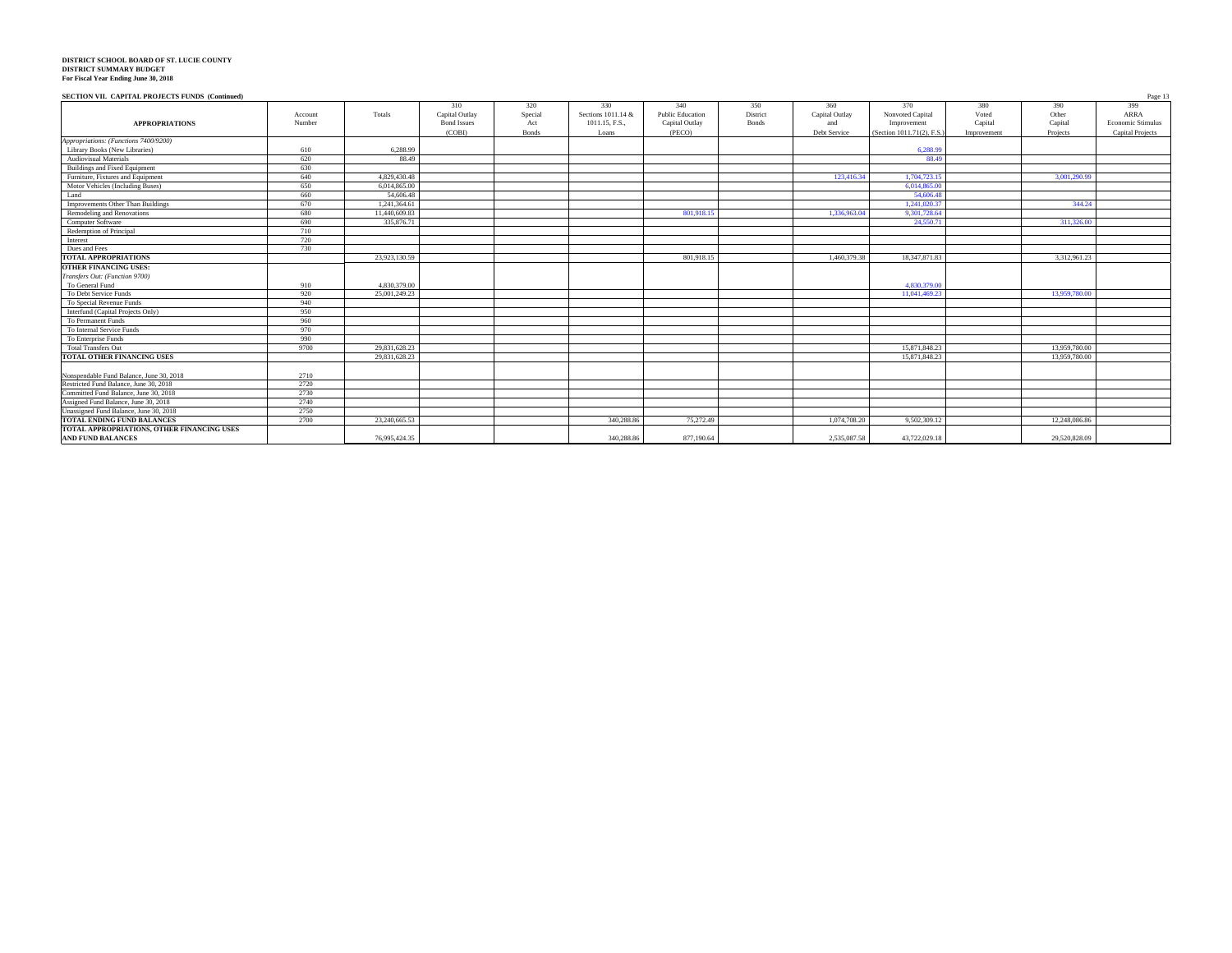**DISTRICT SCHOOL BOARD OF ST. LUCIE COUNTY**
**DISTRICT SUMMARY BUDGET**
**For Fiscal Year Ending June 30, 2018**

**SECTION VII. CAPITAL PROJECTS FUNDS (Continued)**

| APPROPRIATIONS | Account Number | Totals | 310 Capital Outlay Bond Issues (COBI) | 320 Special Act Bonds | 330 Sections 1011.14 & 1011.15, F.S., Loans | 340 Public Education Capital Outlay (PECO) | 350 District Bonds | 360 Capital Outlay and Debt Service | 370 Nonvoted Capital Improvement (Section 1011.71(2), F.S.) | 380 Voted Capital Improvement | 390 Other Capital Projects | 399 ARRA Economic Stimulus Capital Projects |
|---|---|---|---|---|---|---|---|---|---|---|---|---|
| *Appropriations: (Functions 7400/9200)* | | | | | | | | | | | | |
| Library Books (New Libraries) | 610 | 6,288.99 | | | | | | | 6,288.99 | | | |
| Audiovisual Materials | 620 | 88.49 | | | | | | | 88.49 | | | |
| Buildings and Fixed Equipment | 630 | | | | | | | | | | | |
| Furniture, Fixtures and Equipment | 640 | 4,829,430.48 | | | | | | 123,416.34 | 1,704,723.15 | | 3,001,290.99 | |
| Motor Vehicles (Including Buses) | 650 | 6,014,865.00 | | | | | | | 6,014,865.00 | | | |
| Land | 660 | 54,606.48 | | | | | | | 54,606.48 | | | |
| Improvements Other Than Buildings | 670 | 1,241,364.61 | | | | | | | 1,241,020.37 | | 344.24 | |
| Remodeling and Renovations | 680 | 11,440,609.83 | | | | 801,918.15 | | 1,336,963.04 | 9,301,728.64 | | | |
| Computer Software | 690 | 335,876.71 | | | | | | | 24,550.71 | | 311,326.00 | |
| Redemption of Principal | 710 | | | | | | | | | | | |
| Interest | 720 | | | | | | | | | | | |
| Dues and Fees | 730 | | | | | | | | | | | |
| **TOTAL APPROPRIATIONS** | | 23,923,130.59 | | | | 801,918.15 | | 1,460,379.38 | 18,347,871.83 | | 3,312,961.23 | |
| **OTHER FINANCING USES:** | | | | | | | | | | | | |
| *Transfers Out: (Function 9700)* | | | | | | | | | | | | |
| To General Fund | 910 | 4,830,379.00 | | | | | | | 4,830,379.00 | | | |
| To Debt Service Funds | 920 | 25,001,249.23 | | | | | | | 11,041,469.23 | | 13,959,780.00 | |
| To Special Revenue Funds | 940 | | | | | | | | | | | |
| Interfund (Capital Projects Only) | 950 | | | | | | | | | | | |
| To Permanent Funds | 960 | | | | | | | | | | | |
| To Internal Service Funds | 970 | | | | | | | | | | | |
| To Enterprise Funds | 990 | | | | | | | | | | | |
| Total Transfers Out | 9700 | 29,831,628.23 | | | | | | | 15,871,848.23 | | 13,959,780.00 | |
| **TOTAL OTHER FINANCING USES** | | 29,831,628.23 | | | | | | | 15,871,848.23 | | 13,959,780.00 | |
| Nonspendable Fund Balance, June 30, 2018 | 2710 | | | | | | | | | | | |
| Restricted Fund Balance, June 30, 2018 | 2720 | | | | | | | | | | | |
| Committed Fund Balance, June 30, 2018 | 2730 | | | | | | | | | | | |
| Assigned Fund Balance, June 30, 2018 | 2740 | | | | | | | | | | | |
| Unassigned Fund Balance, June 30, 2018 | 2750 | | | | | | | | | | | |
| **TOTAL ENDING FUND BALANCES** | 2700 | 23,240,665.53 | | | 340,288.86 | 75,272.49 | | 1,074,708.20 | 9,502,309.12 | | 12,248,086.86 | |
| **TOTAL APPROPRIATIONS, OTHER FINANCING USES AND FUND BALANCES** | | 76,995,424.35 | | | 340,288.86 | 877,190.64 | | 2,535,087.58 | 43,722,029.18 | | 29,520,828.09 | |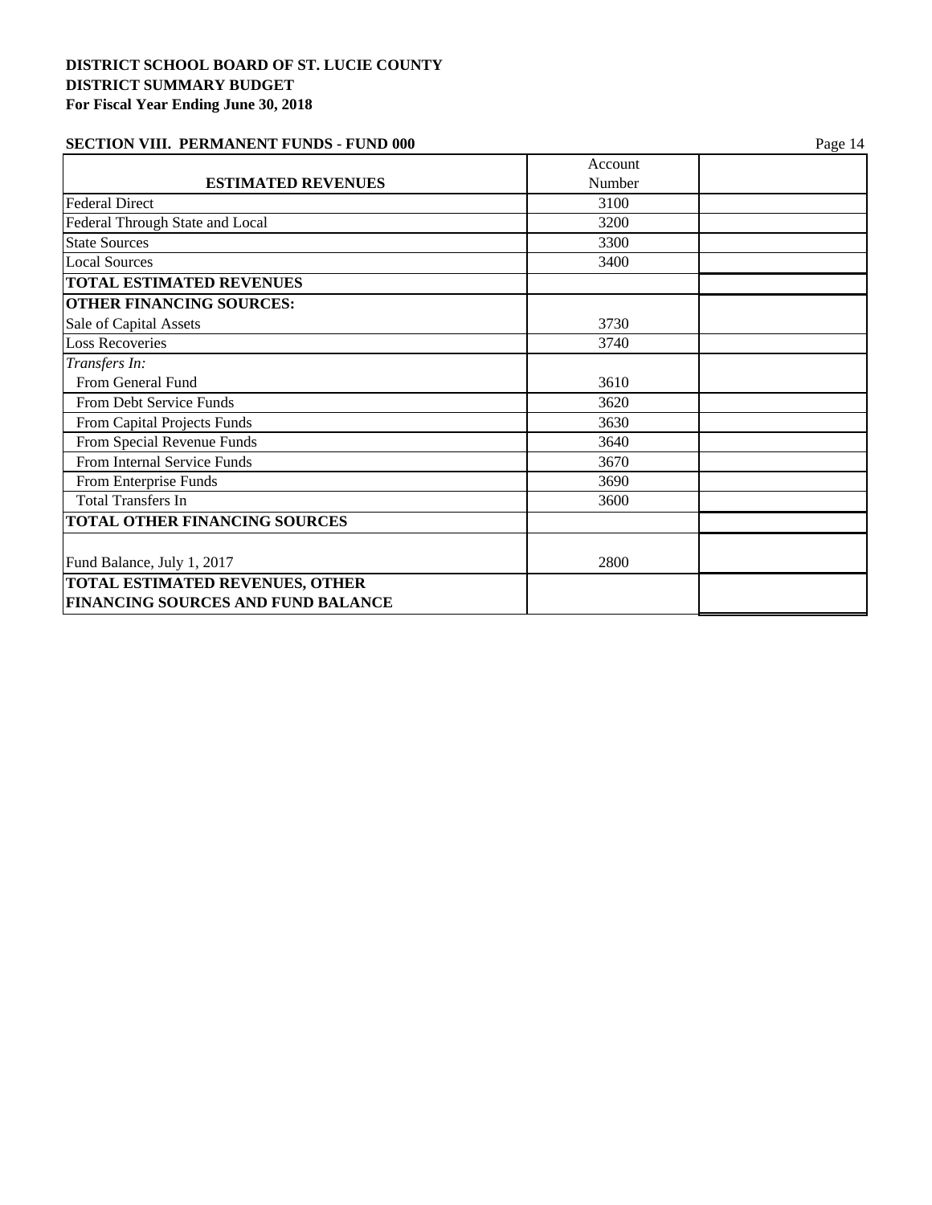**DISTRICT SCHOOL BOARD OF ST. LUCIE COUNTY**
**DISTRICT SUMMARY BUDGET**
**For Fiscal Year Ending June 30, 2018**

**SECTION VIII. PERMANENT FUNDS - FUND 000**

| ESTIMATED REVENUES | Account Number | |
|---|---|---|
| Federal Direct | 3100 | |
| Federal Through State and Local | 3200 | |
| State Sources | 3300 | |
| Local Sources | 3400 | |
| **TOTAL ESTIMATED REVENUES** | | |
| **OTHER FINANCING SOURCES:** | | |
| Sale of Capital Assets | 3730 | |
| Loss Recoveries | 3740 | |
| *Transfers In:* | | |
| From General Fund | 3610 | |
| From Debt Service Funds | 3620 | |
| From Capital Projects Funds | 3630 | |
| From Special Revenue Funds | 3640 | |
| From Internal Service Funds | 3670 | |
| From Enterprise Funds | 3690 | |
| Total Transfers In | 3600 | |
| **TOTAL OTHER FINANCING SOURCES** | | |
| Fund Balance, July 1, 2017 | 2800 | |
| **TOTAL ESTIMATED REVENUES, OTHER FINANCING SOURCES AND FUND BALANCE** | | |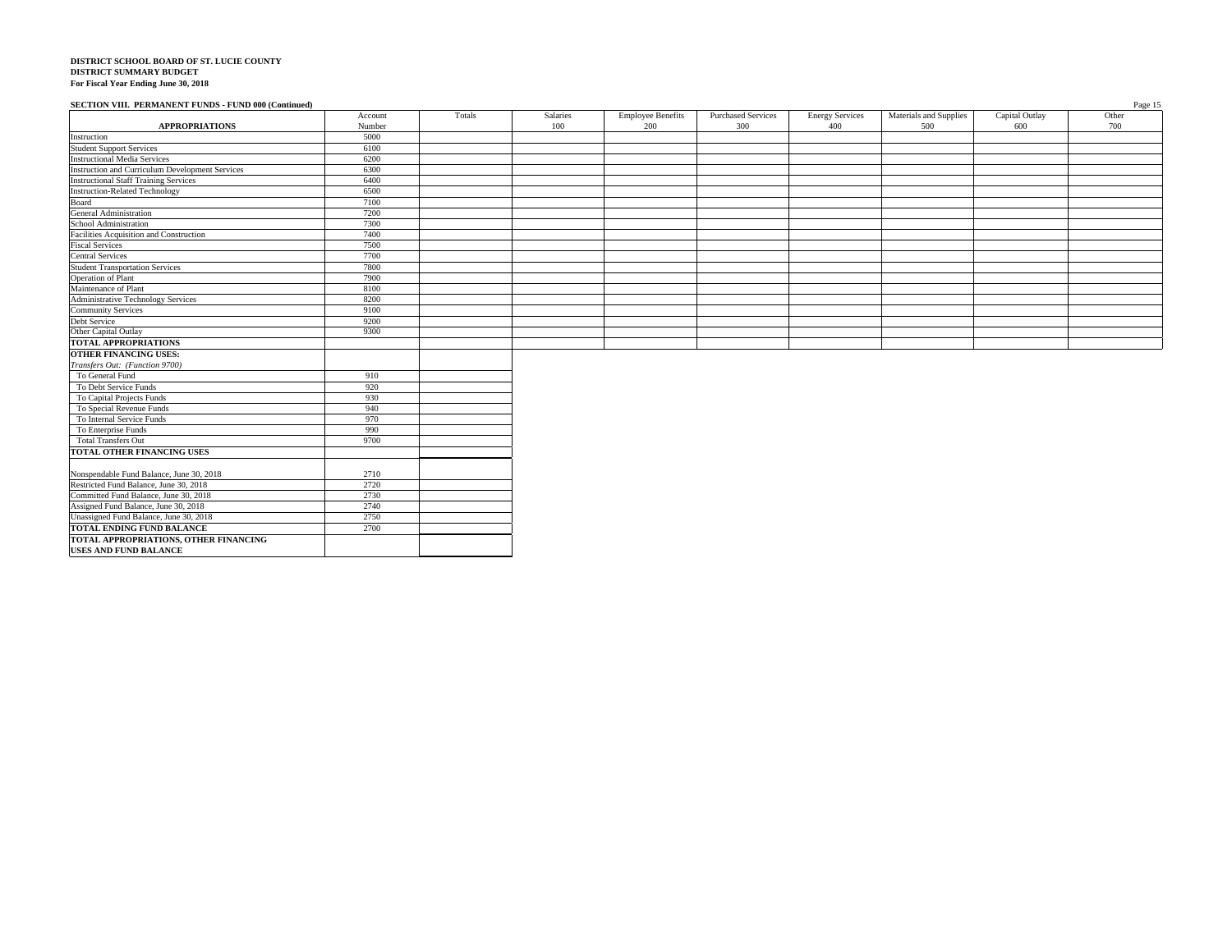**DISTRICT SCHOOL BOARD OF ST. LUCIE COUNTY**
**DISTRICT SUMMARY BUDGET**
**For Fiscal Year Ending June 30, 2018**

**SECTION VIII. PERMANENT FUNDS - FUND 000 (Continued)**

| APPROPRIATIONS | Account Number | Totals | Salaries 100 | Employee Benefits 200 | Purchased Services 300 | Energy Services 400 | Materials and Supplies 500 | Capital Outlay 600 | Other 700 |
|---|---|---|---|---|---|---|---|---|---|
| Instruction | 5000 | | | | | | | | |
| Student Support Services | 6100 | | | | | | | | |
| Instructional Media Services | 6200 | | | | | | | | |
| Instruction and Curriculum Development Services | 6300 | | | | | | | | |
| Instructional Staff Training Services | 6400 | | | | | | | | |
| Instruction-Related Technology | 6500 | | | | | | | | |
| Board | 7100 | | | | | | | | |
| General Administration | 7200 | | | | | | | | |
| School Administration | 7300 | | | | | | | | |
| Facilities Acquisition and Construction | 7400 | | | | | | | | |
| Fiscal Services | 7500 | | | | | | | | |
| Central Services | 7700 | | | | | | | | |
| Student Transportation Services | 7800 | | | | | | | | |
| Operation of Plant | 7900 | | | | | | | | |
| Maintenance of Plant | 8100 | | | | | | | | |
| Administrative Technology Services | 8200 | | | | | | | | |
| Community Services | 9100 | | | | | | | | |
| Debt Service | 9200 | | | | | | | | |
| Other Capital Outlay | 9300 | | | | | | | | |
| **TOTAL APPROPRIATIONS** | | | | | | | | | |

| | Account Number | Totals |
|---|---|---|
| **OTHER FINANCING USES:** | | |
| *Transfers Out: (Function 9700)* | | |
| To General Fund | 910 | |
| To Debt Service Funds | 920 | |
| To Capital Projects Funds | 930 | |
| To Special Revenue Funds | 940 | |
| To Internal Service Funds | 970 | |
| To Enterprise Funds | 990 | |
| Total Transfers Out | 9700 | |
| **TOTAL OTHER FINANCING USES** | | |
| Nonspendable Fund Balance, June 30, 2018 | 2710 | |
| Restricted Fund Balance, June 30, 2018 | 2720 | |
| Committed Fund Balance, June 30, 2018 | 2730 | |
| Assigned Fund Balance, June 30, 2018 | 2740 | |
| Unassigned Fund Balance, June 30, 2018 | 2750 | |
| **TOTAL ENDING FUND BALANCE** | 2700 | |
| **TOTAL APPROPRIATIONS, OTHER FINANCING USES AND FUND BALANCE** | | |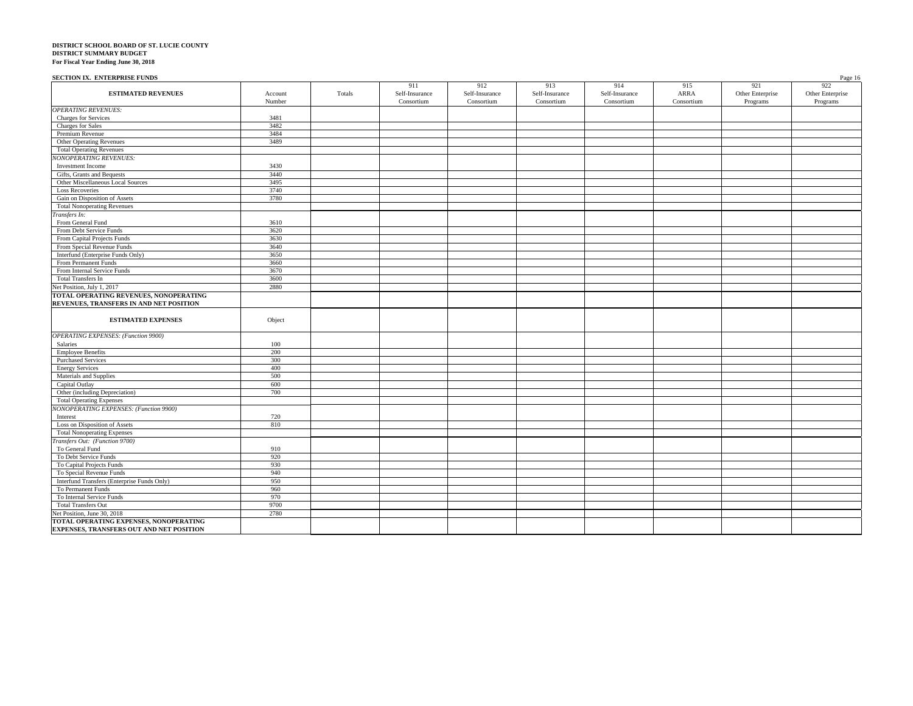**DISTRICT SCHOOL BOARD OF ST. LUCIE COUNTY**
**DISTRICT SUMMARY BUDGET**
**For Fiscal Year Ending June 30, 2018**

**SECTION IX. ENTERPRISE FUNDS**

| ESTIMATED REVENUES | Account Number | Totals | 911 Self-Insurance Consortium | 912 Self-Insurance Consortium | 913 Self-Insurance Consortium | 914 Self-Insurance Consortium | 915 ARRA Consortium | 921 Other Enterprise Programs | 922 Other Enterprise Programs |
|---|---|---|---|---|---|---|---|---|---|
| *OPERATING REVENUES:* | | | | | | | | | |
| Charges for Services | 3481 | | | | | | | | |
| Charges for Sales | 3482 | | | | | | | | |
| Premium Revenue | 3484 | | | | | | | | |
| Other Operating Revenues | 3489 | | | | | | | | |
| Total Operating Revenues | | | | | | | | | |
| *NONOPERATING REVENUES:* | | | | | | | | | |
| Investment Income | 3430 | | | | | | | | |
| Gifts, Grants and Bequests | 3440 | | | | | | | | |
| Other Miscellaneous Local Sources | 3495 | | | | | | | | |
| Loss Recoveries | 3740 | | | | | | | | |
| Gain on Disposition of Assets | 3780 | | | | | | | | |
| Total Nonoperating Revenues | | | | | | | | | |
| *Transfers In:* | | | | | | | | | |
| From General Fund | 3610 | | | | | | | | |
| From Debt Service Funds | 3620 | | | | | | | | |
| From Capital Projects Funds | 3630 | | | | | | | | |
| From Special Revenue Funds | 3640 | | | | | | | | |
| Interfund (Enterprise Funds Only) | 3650 | | | | | | | | |
| From Permanent Funds | 3660 | | | | | | | | |
| From Internal Service Funds | 3670 | | | | | | | | |
| Total Transfers In | 3600 | | | | | | | | |
| Net Position, July 1, 2017 | 2880 | | | | | | | | |
| **TOTAL OPERATING REVENUES, NONOPERATING REVENUES, TRANSFERS IN AND NET POSITION** | | | | | | | | | |
| **ESTIMATED EXPENSES** | Object | | | | | | | | |
| *OPERATING EXPENSES: (Function 9900)* | | | | | | | | | |
| Salaries | 100 | | | | | | | | |
| Employee Benefits | 200 | | | | | | | | |
| Purchased Services | 300 | | | | | | | | |
| Energy Services | 400 | | | | | | | | |
| Materials and Supplies | 500 | | | | | | | | |
| Capital Outlay | 600 | | | | | | | | |
| Other (including Depreciation) | 700 | | | | | | | | |
| Total Operating Expenses | | | | | | | | | |
| *NONOPERATING EXPENSES: (Function 9900)* | | | | | | | | | |
| Interest | 720 | | | | | | | | |
| Loss on Disposition of Assets | 810 | | | | | | | | |
| Total Nonoperating Expenses | | | | | | | | | |
| *Transfers Out: (Function 9700)* | | | | | | | | | |
| To General Fund | 910 | | | | | | | | |
| To Debt Service Funds | 920 | | | | | | | | |
| To Capital Projects Funds | 930 | | | | | | | | |
| To Special Revenue Funds | 940 | | | | | | | | |
| Interfund Transfers (Enterprise Funds Only) | 950 | | | | | | | | |
| To Permanent Funds | 960 | | | | | | | | |
| To Internal Service Funds | 970 | | | | | | | | |
| Total Transfers Out | 9700 | | | | | | | | |
| Net Position, June 30, 2018 | 2780 | | | | | | | | |
| **TOTAL OPERATING EXPENSES, NONOPERATING EXPENSES, TRANSFERS OUT AND NET POSITION** | | | | | | | | | |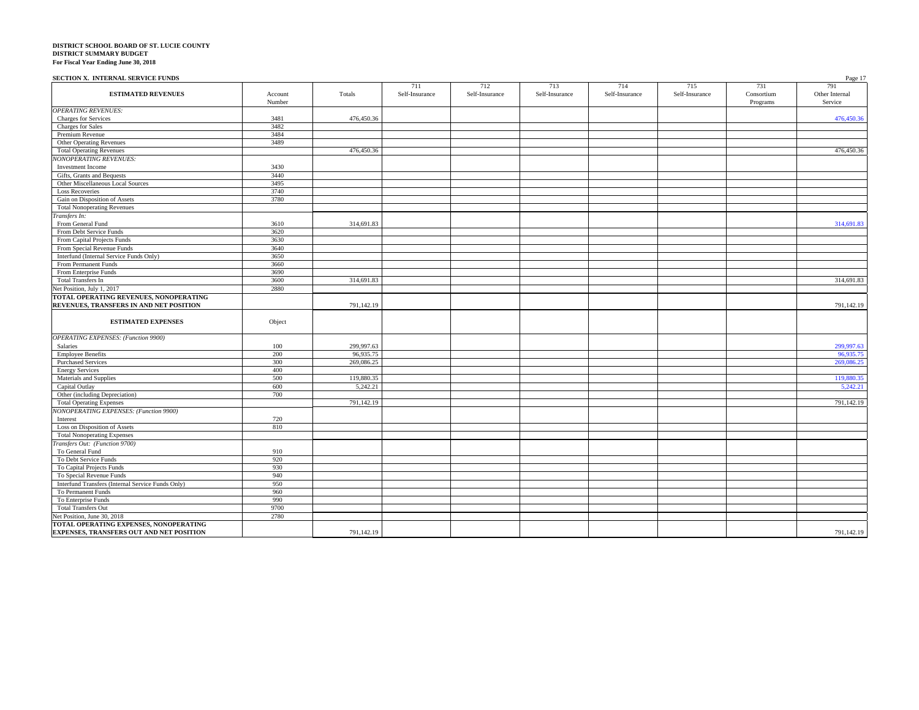**DISTRICT SCHOOL BOARD OF ST. LUCIE COUNTY**
**DISTRICT SUMMARY BUDGET**
**For Fiscal Year Ending June 30, 2018**

**SECTION X. INTERNAL SERVICE FUNDS**

| ESTIMATED REVENUES | Account Number | Totals | 711 Self-Insurance | 712 Self-Insurance | 713 Self-Insurance | 714 Self-Insurance | 715 Self-Insurance | 731 Consortium Programs | 791 Other Internal Service |
|---|---|---|---|---|---|---|---|---|---|
| *OPERATING REVENUES:* | | | | | | | | | |
| Charges for Services | 3481 | 476,450.36 | | | | | | | 476,450.36 |
| Charges for Sales | 3482 | | | | | | | | |
| Premium Revenue | 3484 | | | | | | | | |
| Other Operating Revenues | 3489 | | | | | | | | |
| Total Operating Revenues | | 476,450.36 | | | | | | | 476,450.36 |
| *NONOPERATING REVENUES:* | | | | | | | | | |
| Investment Income | 3430 | | | | | | | | |
| Gifts, Grants and Bequests | 3440 | | | | | | | | |
| Other Miscellaneous Local Sources | 3495 | | | | | | | | |
| Loss Recoveries | 3740 | | | | | | | | |
| Gain on Disposition of Assets | 3780 | | | | | | | | |
| Total Nonoperating Revenues | | | | | | | | | |
| *Transfers In:* | | | | | | | | | |
| From General Fund | 3610 | 314,691.83 | | | | | | | 314,691.83 |
| From Debt Service Funds | 3620 | | | | | | | | |
| From Capital Projects Funds | 3630 | | | | | | | | |
| From Special Revenue Funds | 3640 | | | | | | | | |
| Interfund (Internal Service Funds Only) | 3650 | | | | | | | | |
| From Permanent Funds | 3660 | | | | | | | | |
| From Enterprise Funds | 3690 | | | | | | | | |
| Total Transfers In | 3600 | 314,691.83 | | | | | | | 314,691.83 |
| Net Position, July 1, 2017 | 2880 | | | | | | | | |
| **TOTAL OPERATING REVENUES, NONOPERATING REVENUES, TRANSFERS IN AND NET POSITION** | | 791,142.19 | | | | | | | 791,142.19 |
| **ESTIMATED EXPENSES** | Object | | | | | | | | |
| *OPERATING EXPENSES: (Function 9900)* | | | | | | | | | |
| Salaries | 100 | 299,997.63 | | | | | | | 299,997.63 |
| Employee Benefits | 200 | 96,935.75 | | | | | | | 96,935.75 |
| Purchased Services | 300 | 269,086.25 | | | | | | | 269,086.25 |
| Energy Services | 400 | | | | | | | | |
| Materials and Supplies | 500 | 119,880.35 | | | | | | | 119,880.35 |
| Capital Outlay | 600 | 5,242.21 | | | | | | | 5,242.21 |
| Other (including Depreciation) | 700 | | | | | | | | |
| Total Operating Expenses | | 791,142.19 | | | | | | | 791,142.19 |
| *NONOPERATING EXPENSES: (Function 9900)* | | | | | | | | | |
| Interest | 720 | | | | | | | | |
| Loss on Disposition of Assets | 810 | | | | | | | | |
| Total Nonoperating Expenses | | | | | | | | | |
| *Transfers Out: (Function 9700)* | | | | | | | | | |
| To General Fund | 910 | | | | | | | | |
| To Debt Service Funds | 920 | | | | | | | | |
| To Capital Projects Funds | 930 | | | | | | | | |
| To Special Revenue Funds | 940 | | | | | | | | |
| Interfund Transfers (Internal Service Funds Only) | 950 | | | | | | | | |
| To Permanent Funds | 960 | | | | | | | | |
| To Enterprise Funds | 990 | | | | | | | | |
| Total Transfers Out | 9700 | | | | | | | | |
| Net Position, June 30, 2018 | 2780 | | | | | | | | |
| **TOTAL OPERATING EXPENSES, NONOPERATING EXPENSES, TRANSFERS OUT AND NET POSITION** | | 791,142.19 | | | | | | | 791,142.19 |